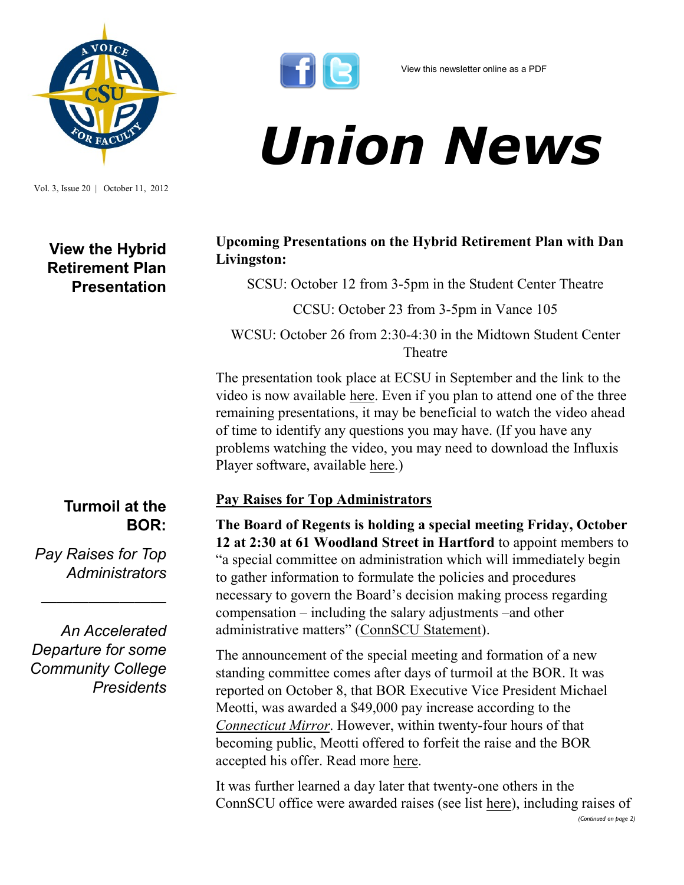View this newsletter online as a PDF

# Union News

Vol. 3, Issue 20 | October 11, 2012

**View the Hybrid Retirement Plan Presentation**

**Turmoil at the BOR:**

*Pay Raises for Top Administrators*

*An Accelerated Departure for some Community College Presidents*

### Upcoming Presentations on the Hybrid Retirement Plan with Dan Livingston:

SCSU: October 12 from 3-5pm in the Student Center Theatre

CCSU: October 23 from 3-5pm in Vance 105

WCSU: October 26 from 2:30-4:30 in the Midtown Student Center Theatre

The presentation took place at ECSU in September and the link to the video is now available here. Even if you plan to attend one of the three remaining presentations, it may be beneficial to watch the video ahead of time to identify any questions you may have. (If you have any problems watching the video, you may need to download the Influxis Player software, available here.)

### Pay Raises for Top Administrators

**The Board of Regents is holding a special meeting Friday, October 12 at 2:30 at 61 Woodland Street in Hartford** to appoint members to "a special committee on administration which will immediately begin to gather information to formulate the policies and procedures necessary to govern the Board's decision making process regarding compensation – including the salary adjustments –and other administrative matters" (ConnSCU Statement).

The announcement of the special meeting and formation of a new standing committee comes after days of turmoil at the BOR. It was reported on October 8, that BOR Executive Vice President Michael Meotti, was awarded a $49,000 pay increase according to the *Connecticut Mirror*. However, within twenty-four hours of that becoming public, Meotti offered to forfeit the raise and the BOR accepted his offer. Read more here.

It was further learned a day later that twenty-one others in the ConnSCU office were awarded raises (see list here), including raises of

*(Continued on page 2)*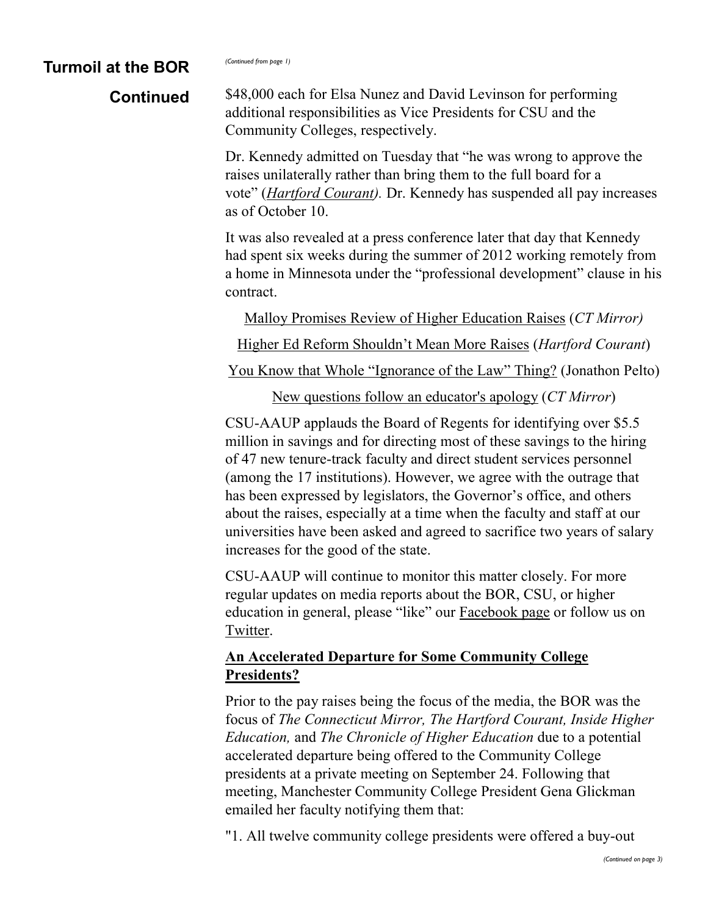## Turmoil at the BOR Continued

*(Continued from page 1)*

$48,000 each for Elsa Nunez and David Levinson for performing additional responsibilities as Vice Presidents for CSU and the Community Colleges, respectively.

Dr. Kennedy admitted on Tuesday that “he was wrong to approve the raises unilaterally rather than bring them to the full board for a vote” (*Hartford Courant).* Dr. Kennedy has suspended all pay increases as of October 10.

It was also revealed at a press conference later that day that Kennedy had spent six weeks during the summer of 2012 working remotely from a home in Minnesota under the “professional development” clause in his contract.

Malloy Promises Review of Higher Education Raises (*CT Mirror)*

Higher Ed Reform Shouldn’t Mean More Raises (*Hartford Courant*)

You Know that Whole “Ignorance of the Law” Thing? (Jonathon Pelto)

New questions follow an educator's apology (*CT Mirror*)

CSU-AAUP applauds the Board of Regents for identifying over $5.5 million in savings and for directing most of these savings to the hiring of 47 new tenure-track faculty and direct student services personnel (among the 17 institutions). However, we agree with the outrage that has been expressed by legislators, the Governor’s office, and others about the raises, especially at a time when the faculty and staff at our universities have been asked and agreed to sacrifice two years of salary increases for the good of the state.

CSU-AAUP will continue to monitor this matter closely. For more regular updates on media reports about the BOR, CSU, or higher education in general, please “like” our Facebook page or follow us on Twitter.

### An Accelerated Departure for Some Community College Presidents?

Prior to the pay raises being the focus of the media, the BOR was the focus of *The Connecticut Mirror, The Hartford Courant, Inside Higher Education,* and *The Chronicle of Higher Education* due to a potential accelerated departure being offered to the Community College presidents at a private meeting on September 24. Following that meeting, Manchester Community College President Gena Glickman emailed her faculty notifying them that:

"1. All twelve community college presidents were offered a buy-out

*(Continued on page 3)*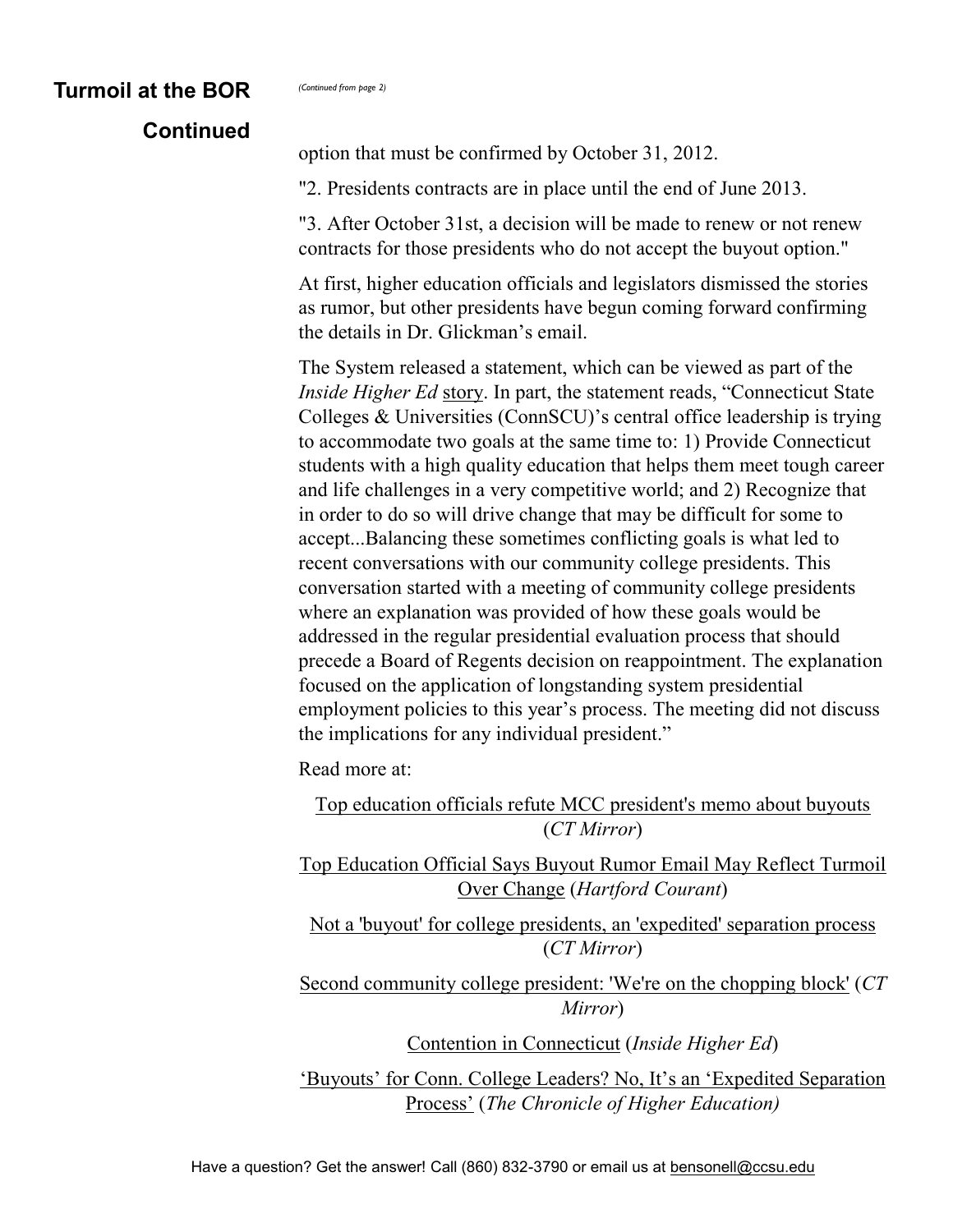## Turmoil at the BOR Continued

*(Continued from page 2)*

option that must be confirmed by October 31, 2012.

"2. Presidents contracts are in place until the end of June 2013.

"3. After October 31st, a decision will be made to renew or not renew contracts for those presidents who do not accept the buyout option."

At first, higher education officials and legislators dismissed the stories as rumor, but other presidents have begun coming forward confirming the details in Dr. Glickman's email.

The System released a statement, which can be viewed as part of the *Inside Higher Ed* story. In part, the statement reads, "Connecticut State Colleges & Universities (ConnSCU)'s central office leadership is trying to accommodate two goals at the same time to: 1) Provide Connecticut students with a high quality education that helps them meet tough career and life challenges in a very competitive world; and 2) Recognize that in order to do so will drive change that may be difficult for some to accept...Balancing these sometimes conflicting goals is what led to recent conversations with our community college presidents. This conversation started with a meeting of community college presidents where an explanation was provided of how these goals would be addressed in the regular presidential evaluation process that should precede a Board of Regents decision on reappointment. The explanation focused on the application of longstanding system presidential employment policies to this year's process. The meeting did not discuss the implications for any individual president."

Read more at:

Top education officials refute MCC president's memo about buyouts (*CT Mirror*)

Top Education Official Says Buyout Rumor Email May Reflect Turmoil Over Change (*Hartford Courant*)

Not a 'buyout' for college presidents, an 'expedited' separation process (*CT Mirror*)

Second community college president: 'We're on the chopping block' (*CT Mirror*)

Contention in Connecticut (*Inside Higher Ed*)

'Buyouts' for Conn. College Leaders? No, It's an 'Expedited Separation Process' (*The Chronicle of Higher Education)*

Have a question? Get the answer! Call (860) 832-3790 or email us at bensonell@ccsu.edu